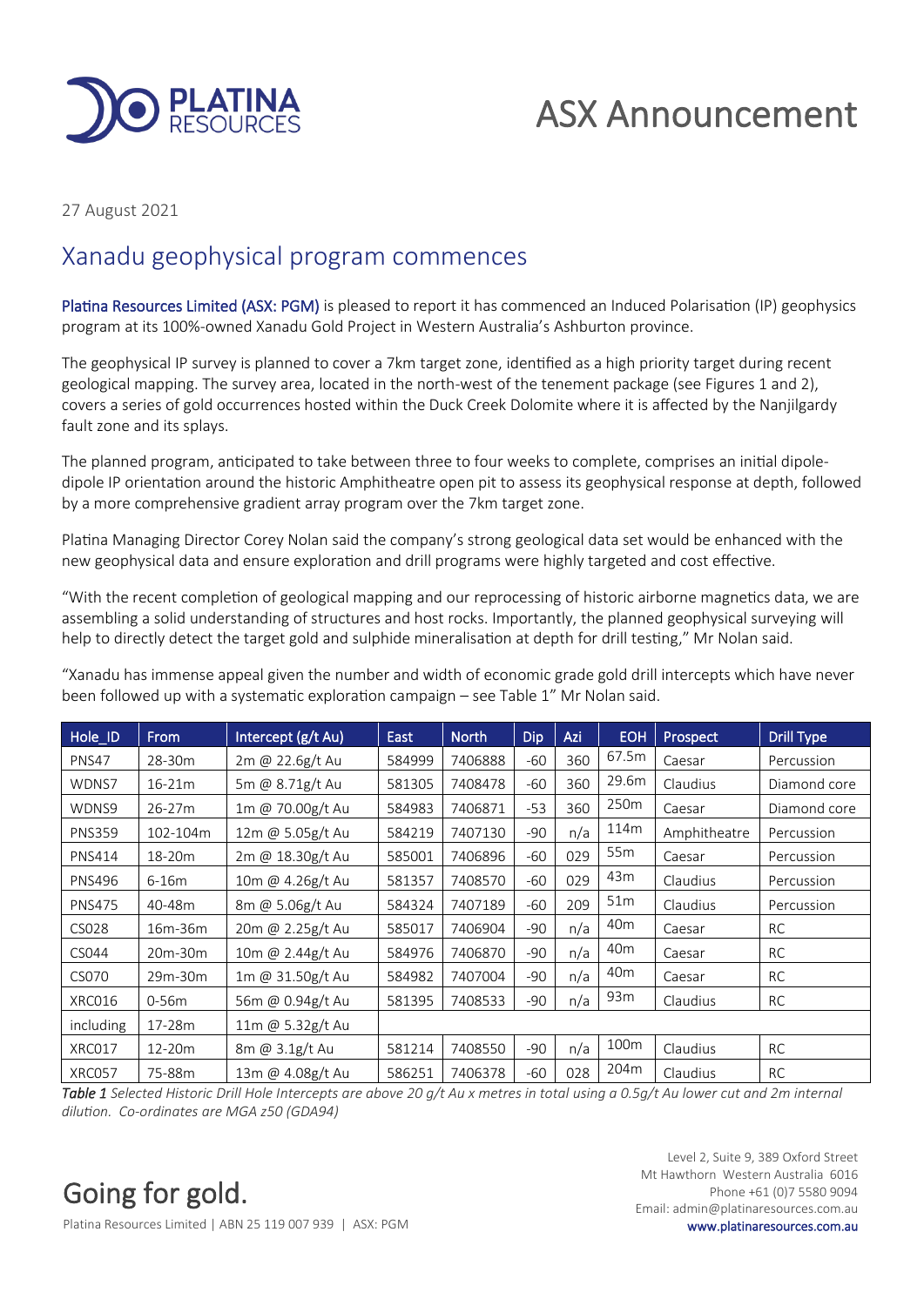# ASX Announcement

27 August 2021

## Xanadu geophysical program commences

**Platina Resources Limited (ASX: PGM)** is pleased to report it has commenced an Induced Polarisation (IP) geophysics program at its 100%-owned Xanadu Gold Project in Western Australia's Ashburton province.

The geophysical IP survey is planned to cover a 7km target zone, identified as a high priority target during recent geological mapping. The survey area, located in the north-west of the tenement package (see Figures 1 and 2), covers a series of gold occurrences hosted within the Duck Creek Dolomite where it is affected by the Nanjilgardy fault zone and its splays.

The planned program, anticipated to take between three to four weeks to complete, comprises an initial dipole-dipole IP orientation around the historic Amphitheatre open pit to assess its geophysical response at depth, followed by a more comprehensive gradient array program over the 7km target zone.

Platina Managing Director Corey Nolan said the company's strong geological data set would be enhanced with the new geophysical data and ensure exploration and drill programs were highly targeted and cost effective.

"With the recent completion of geological mapping and our reprocessing of historic airborne magnetics data, we are assembling a solid understanding of structures and host rocks. Importantly, the planned geophysical surveying will help to directly detect the target gold and sulphide mineralisation at depth for drill testing," Mr Nolan said.

"Xanadu has immense appeal given the number and width of economic grade gold drill intercepts which have never been followed up with a systematic exploration campaign – see Table 1" Mr Nolan said.

| Hole_ID | From | Intercept (g/t Au) | East | North | Dip | Azi | EOH | Prospect | Drill Type |
|---|---|---|---|---|---|---|---|---|---|
| PNS47 | 28-30m | 2m @ 22.6g/t Au | 584999 | 7406888 | -60 | 360 | 67.5m | Caesar | Percussion |
| WDNS7 | 16-21m | 5m @ 8.71g/t Au | 581305 | 7408478 | -60 | 360 | 29.6m | Claudius | Diamond core |
| WDNS9 | 26-27m | 1m @ 70.00g/t Au | 584983 | 7406871 | -53 | 360 | 250m | Caesar | Diamond core |
| PNS359 | 102-104m | 12m @ 5.05g/t Au | 584219 | 7407130 | -90 | n/a | 114m | Amphitheatre | Percussion |
| PNS414 | 18-20m | 2m @ 18.30g/t Au | 585001 | 7406896 | -60 | 029 | 55m | Caesar | Percussion |
| PNS496 | 6-16m | 10m @ 4.26g/t Au | 581357 | 7408570 | -60 | 029 | 43m | Claudius | Percussion |
| PNS475 | 40-48m | 8m @ 5.06g/t Au | 584324 | 7407189 | -60 | 209 | 51m | Claudius | Percussion |
| CS028 | 16m-36m | 20m @ 2.25g/t Au | 585017 | 7406904 | -90 | n/a | 40m | Caesar | RC |
| CS044 | 20m-30m | 10m @ 2.44g/t Au | 584976 | 7406870 | -90 | n/a | 40m | Caesar | RC |
| CS070 | 29m-30m | 1m @ 31.50g/t Au | 584982 | 7407004 | -90 | n/a | 40m | Caesar | RC |
| XRC016 | 0-56m | 56m @ 0.94g/t Au | 581395 | 7408533 | -90 | n/a | 93m | Claudius | RC |
| including | 17-28m | 11m @ 5.32g/t Au | | | | | | | |
| XRC017 | 12-20m | 8m @ 3.1g/t Au | 581214 | 7408550 | -90 | n/a | 100m | Claudius | RC |
| XRC057 | 75-88m | 13m @ 4.08g/t Au | 586251 | 7406378 | -60 | 028 | 204m | Claudius | RC |

***Table 1*** *Selected Historic Drill Hole Intercepts are above 20 g/t Au x metres in total using a 0.5g/t Au lower cut and 2m internal dilution. Co-ordinates are MGA z50 (GDA94)*

Going for gold.

Platina Resources Limited | ABN 25 119 007 939 | ASX: PGM

Level 2, Suite 9, 389 Oxford Street
Mt Hawthorn Western Australia 6016
Phone +61 (0)7 5580 9094
Email: admin@platinaresources.com.au
www.platinaresources.com.au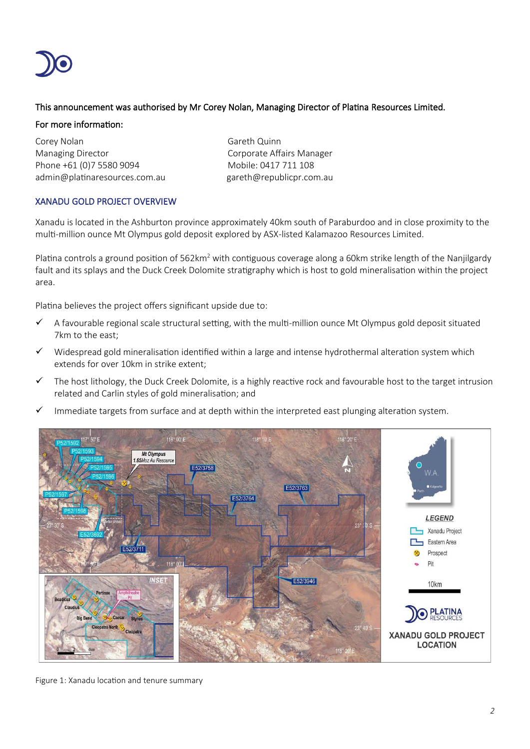This announcement was authorised by Mr Corey Nolan, Managing Director of Platina Resources Limited.

For more information:

Corey Nolan
Managing Director
Phone +61 (0)7 5580 9094
admin@platinaresources.com.au

Gareth Quinn
Corporate Affairs Manager
Mobile: 0417 711 108
gareth@republicpr.com.au

## XANADU GOLD PROJECT OVERVIEW

Xanadu is located in the Ashburton province approximately 40km south of Paraburdoo and in close proximity to the multi-million ounce Mt Olympus gold deposit explored by ASX-listed Kalamazoo Resources Limited.

Platina controls a ground position of 562km$^2$ with contiguous coverage along a 60km strike length of the Nanjilgardy fault and its splays and the Duck Creek Dolomite stratigraphy which is host to gold mineralisation within the project area.

Platina believes the project offers significant upside due to:

- ✓ A favourable regional scale structural setting, with the multi-million ounce Mt Olympus gold deposit situated 7km to the east;
- ✓ Widespread gold mineralisation identified within a large and intense hydrothermal alteration system which extends for over 10km in strike extent;
- ✓ The host lithology, the Duck Creek Dolomite, is a highly reactive rock and favourable host to the target intrusion related and Carlin styles of gold mineralisation; and
- ✓ Immediate targets from surface and at depth within the interpreted east plunging alteration system.

P52/1592
P52/1593
P52/1594
P52/1595
P52/1596
P52/1597
P52/1598
E52/3692
E52/3711
E52/3758
E52/3764
E52/3763
E52/3946
Mt Olympus 1.65Moz Au Resource
117° 50' E
118° 00' E
118° 10' E
118° 20' E
23° 30' S
23° 40' S
INSET
Pertinax
Amphitheatre Pit
Boadicea
Claudius
Big Bend
Caesar
Stynes
Cleopatra North
Cleopatra
0 2 4km
W.A.
Kalgoorlie
Perth
LEGEND
Xanadu Project
Eastern Area
Prospect
Pit
10km
PLATINA RESOURCES
XANADU GOLD PROJECT LOCATION

Figure 1: Xanadu location and tenure summary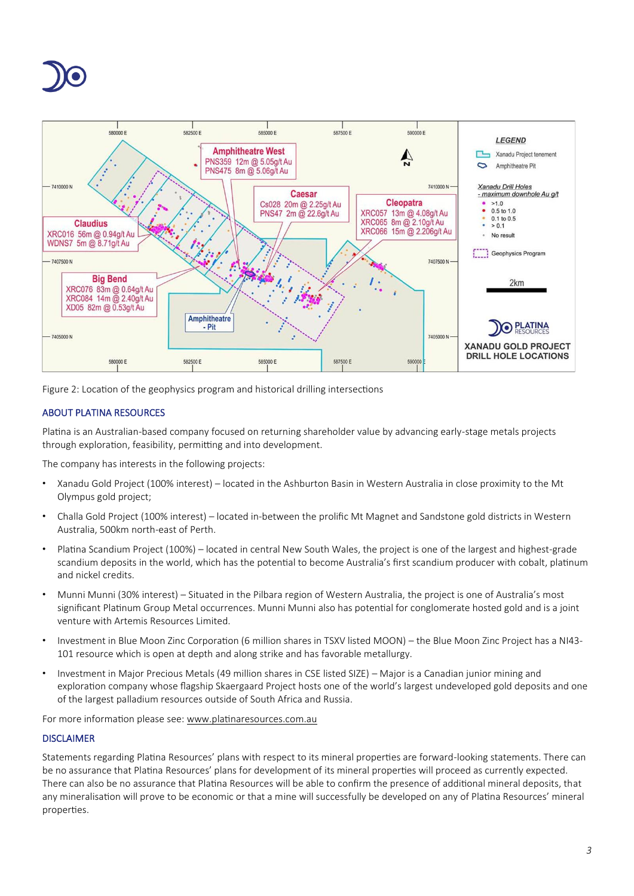Amphitheatre West
PNS359 12m @ 5.05g/t Au
PNS475 8m @ 5.06g/t Au

Caesar
Cs028 20m @ 2.25g/t Au
PNS47 2m @ 22.6g/t Au

Cleopatra
XRC057 13m @ 4.08g/t Au
XRC065 8m @ 2.10g/t Au
XRC066 15m @ 2.206g/t Au

Claudius
XRC016 56m @ 0.94g/t Au
WDNS7 5m @ 8.71g/t Au

Big Bend
XRC076 83m @ 0.64g/t Au
XRC084 14m @ 2.40g/t Au
XD05 82m @ 0.53g/t Au

Amphitheatre - Pit

580000 E
582500 E
585000 E
587500 E
590000 E
7410000 N
7407500 N
7405000 N

N

LEGEND
Xanadu Project tenement
Amphitheatre Pit
Xanadu Drill Holes - maximum downhole Au g/t
>1.0
0.5 to 1.0
0.1 to 0.5
> 0.1
No result
Geophysics Program

2km

PLATINA RESOURCES

XANADU GOLD PROJECT
DRILL HOLE LOCATIONS

Figure 2: Location of the geophysics program and historical drilling intersections

## ABOUT PLATINA RESOURCES

Platina is an Australian-based company focused on returning shareholder value by advancing early-stage metals projects through exploration, feasibility, permitting and into development.

The company has interests in the following projects:

- Xanadu Gold Project (100% interest) – located in the Ashburton Basin in Western Australia in close proximity to the Mt Olympus gold project;
- Challa Gold Project (100% interest) – located in-between the prolific Mt Magnet and Sandstone gold districts in Western Australia, 500km north-east of Perth.
- Platina Scandium Project (100%) – located in central New South Wales, the project is one of the largest and highest-grade scandium deposits in the world, which has the potential to become Australia's first scandium producer with cobalt, platinum and nickel credits.
- Munni Munni (30% interest) – Situated in the Pilbara region of Western Australia, the project is one of Australia's most significant Platinum Group Metal occurrences. Munni Munni also has potential for conglomerate hosted gold and is a joint venture with Artemis Resources Limited.
- Investment in Blue Moon Zinc Corporation (6 million shares in TSXV listed MOON) – the Blue Moon Zinc Project has a NI43-101 resource which is open at depth and along strike and has favorable metallurgy.
- Investment in Major Precious Metals (49 million shares in CSE listed SIZE) – Major is a Canadian junior mining and exploration company whose flagship Skaergaard Project hosts one of the world's largest undeveloped gold deposits and one of the largest palladium resources outside of South Africa and Russia.

For more information please see: www.platinaresources.com.au

## DISCLAIMER

Statements regarding Platina Resources' plans with respect to its mineral properties are forward-looking statements. There can be no assurance that Platina Resources' plans for development of its mineral properties will proceed as currently expected. There can also be no assurance that Platina Resources will be able to confirm the presence of additional mineral deposits, that any mineralisation will prove to be economic or that a mine will successfully be developed on any of Platina Resources' mineral properties.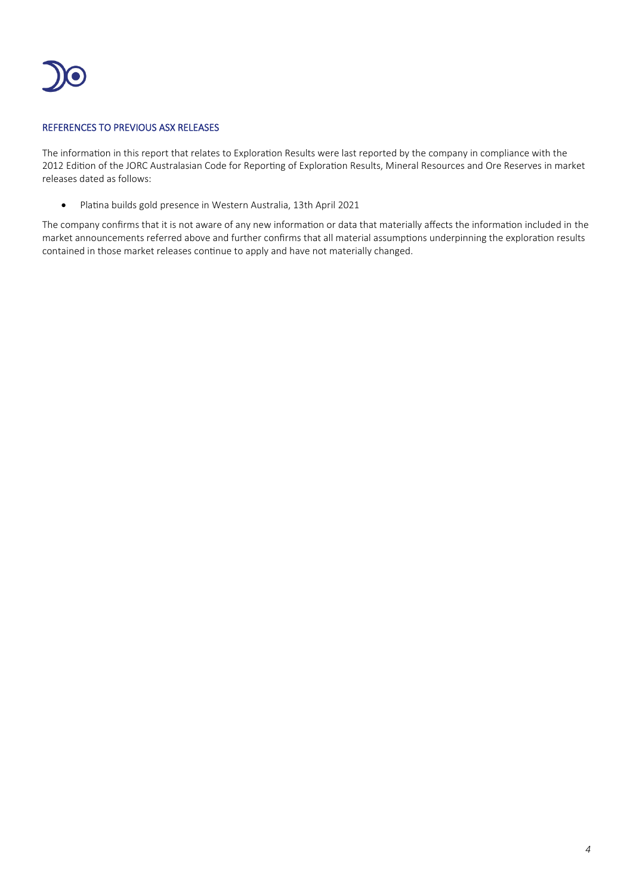## REFERENCES TO PREVIOUS ASX RELEASES

The information in this report that relates to Exploration Results were last reported by the company in compliance with the 2012 Edition of the JORC Australasian Code for Reporting of Exploration Results, Mineral Resources and Ore Reserves in market releases dated as follows:

- Platina builds gold presence in Western Australia, 13th April 2021

The company confirms that it is not aware of any new information or data that materially affects the information included in the market announcements referred above and further confirms that all material assumptions underpinning the exploration results contained in those market releases continue to apply and have not materially changed.